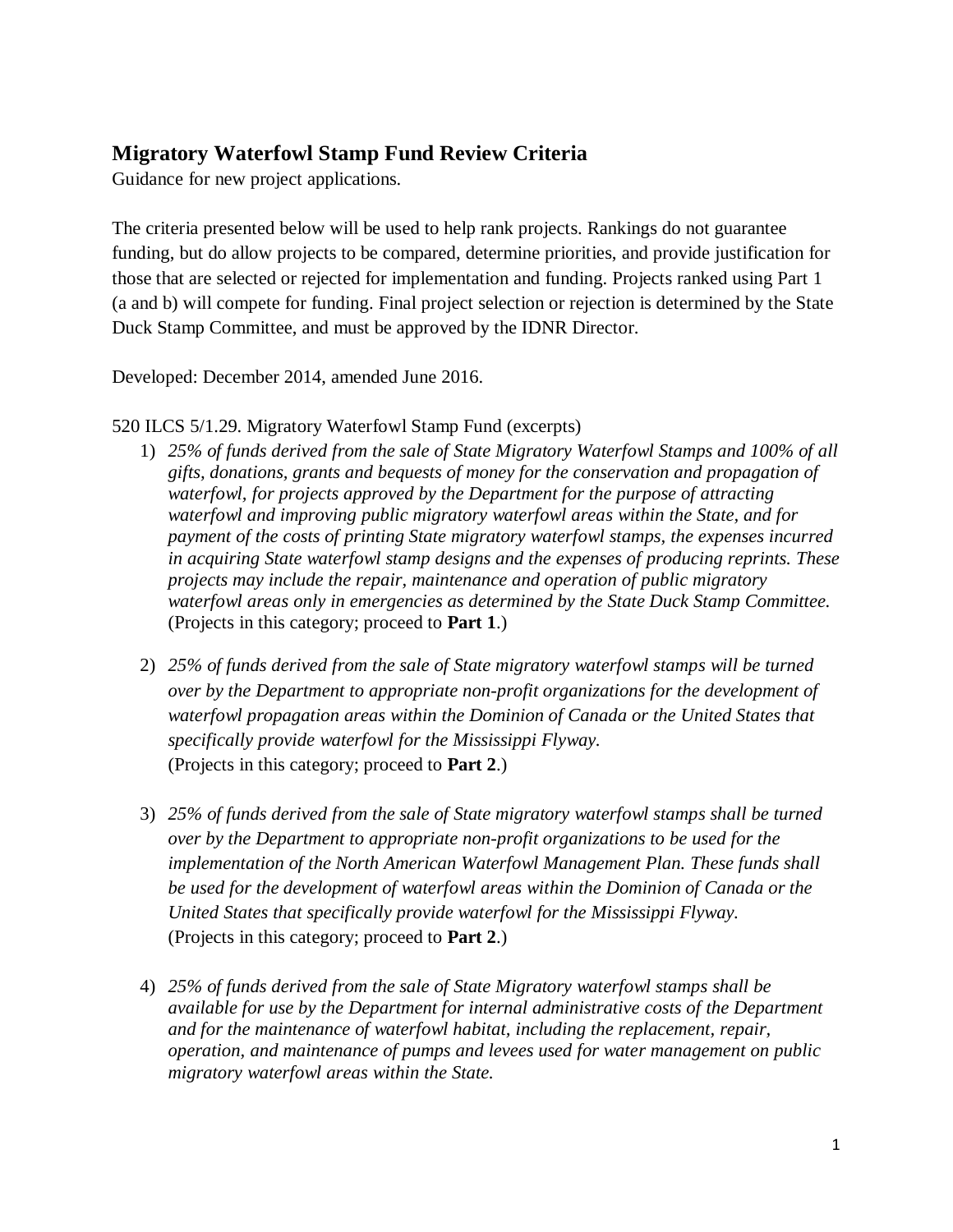## Migratory Waterfowl Stamp Fund Review Criteria

Guidance for new project applications.

The criteria presented below will be used to help rank projects. Rankings do not guarantee funding, but do allow projects to be compared, determine priorities, and provide justification for those that are selected or rejected for implementation and funding. Projects ranked using Part 1 (a and b) will compete for funding. Final project selection or rejection is determined by the State Duck Stamp Committee, and must be approved by the IDNR Director.

Developed: December 2014, amended June 2016.

520 ILCS 5/1.29. Migratory Waterfowl Stamp Fund (excerpts)

1) *25% of funds derived from the sale of State Migratory Waterfowl Stamps and 100% of all gifts, donations, grants and bequests of money for the conservation and propagation of waterfowl, for projects approved by the Department for the purpose of attracting waterfowl and improving public migratory waterfowl areas within the State, and for payment of the costs of printing State migratory waterfowl stamps, the expenses incurred in acquiring State waterfowl stamp designs and the expenses of producing reprints. These projects may include the repair, maintenance and operation of public migratory waterfowl areas only in emergencies as determined by the State Duck Stamp Committee.* (Projects in this category; proceed to **Part 1**.)

2) *25% of funds derived from the sale of State migratory waterfowl stamps will be turned over by the Department to appropriate non-profit organizations for the development of waterfowl propagation areas within the Dominion of Canada or the United States that specifically provide waterfowl for the Mississippi Flyway.*
(Projects in this category; proceed to **Part 2**.)

3) *25% of funds derived from the sale of State migratory waterfowl stamps shall be turned over by the Department to appropriate non-profit organizations to be used for the implementation of the North American Waterfowl Management Plan. These funds shall be used for the development of waterfowl areas within the Dominion of Canada or the United States that specifically provide waterfowl for the Mississippi Flyway.*
(Projects in this category; proceed to **Part 2**.)

4) *25% of funds derived from the sale of State Migratory waterfowl stamps shall be available for use by the Department for internal administrative costs of the Department and for the maintenance of waterfowl habitat, including the replacement, repair, operation, and maintenance of pumps and levees used for water management on public migratory waterfowl areas within the State.*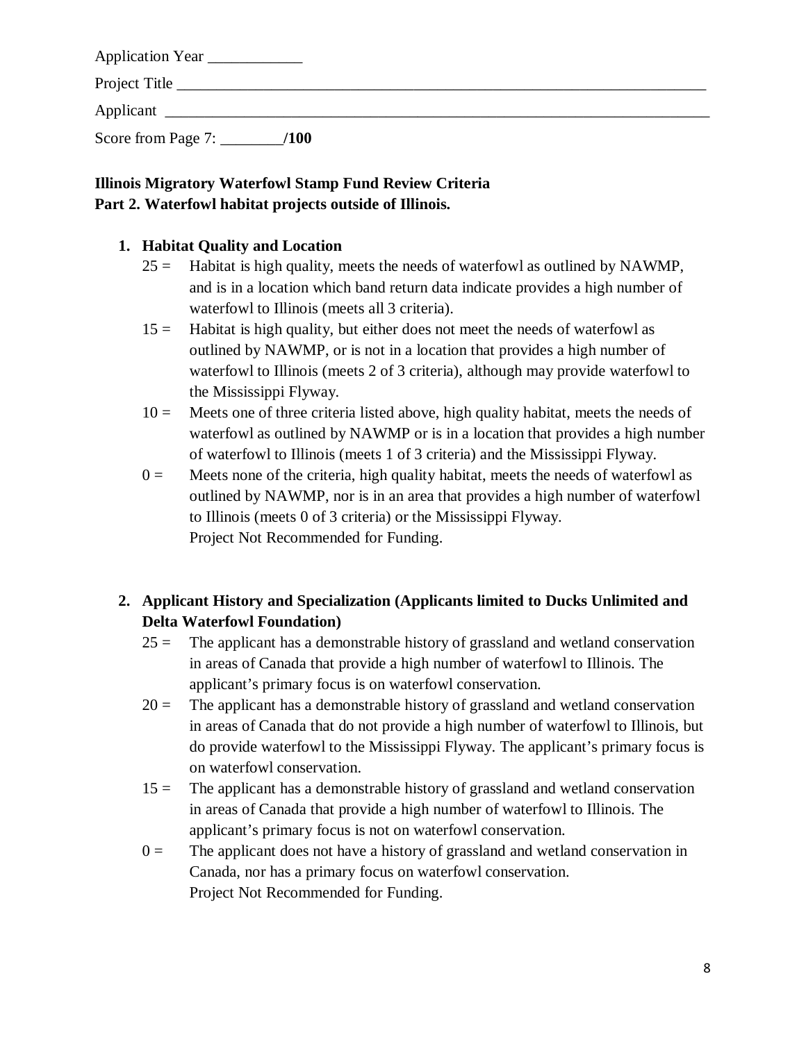Application Year ____________

Project Title ________________________________________________________________________

Applicant ________________________________________________________________________

Score from Page 7: ________**/100**

**Illinois Migratory Waterfowl Stamp Fund Review Criteria**
**Part 2. Waterfowl habitat projects outside of Illinois.**

1. **Habitat Quality and Location**
   - 25 = Habitat is high quality, meets the needs of waterfowl as outlined by NAWMP, and is in a location which band return data indicate provides a high number of waterfowl to Illinois (meets all 3 criteria).
   - 15 = Habitat is high quality, but either does not meet the needs of waterfowl as outlined by NAWMP, or is not in a location that provides a high number of waterfowl to Illinois (meets 2 of 3 criteria), although may provide waterfowl to the Mississippi Flyway.
   - 10 = Meets one of three criteria listed above, high quality habitat, meets the needs of waterfowl as outlined by NAWMP or is in a location that provides a high number of waterfowl to Illinois (meets 1 of 3 criteria) and the Mississippi Flyway.
   - 0 = Meets none of the criteria, high quality habitat, meets the needs of waterfowl as outlined by NAWMP, nor is in an area that provides a high number of waterfowl to Illinois (meets 0 of 3 criteria) or the Mississippi Flyway.
     Project Not Recommended for Funding.

2. **Applicant History and Specialization (Applicants limited to Ducks Unlimited and Delta Waterfowl Foundation)**
   - 25 = The applicant has a demonstrable history of grassland and wetland conservation in areas of Canada that provide a high number of waterfowl to Illinois. The applicant's primary focus is on waterfowl conservation.
   - 20 = The applicant has a demonstrable history of grassland and wetland conservation in areas of Canada that do not provide a high number of waterfowl to Illinois, but do provide waterfowl to the Mississippi Flyway. The applicant's primary focus is on waterfowl conservation.
   - 15 = The applicant has a demonstrable history of grassland and wetland conservation in areas of Canada that provide a high number of waterfowl to Illinois. The applicant's primary focus is not on waterfowl conservation.
   - 0 = The applicant does not have a history of grassland and wetland conservation in Canada, nor has a primary focus on waterfowl conservation.
     Project Not Recommended for Funding.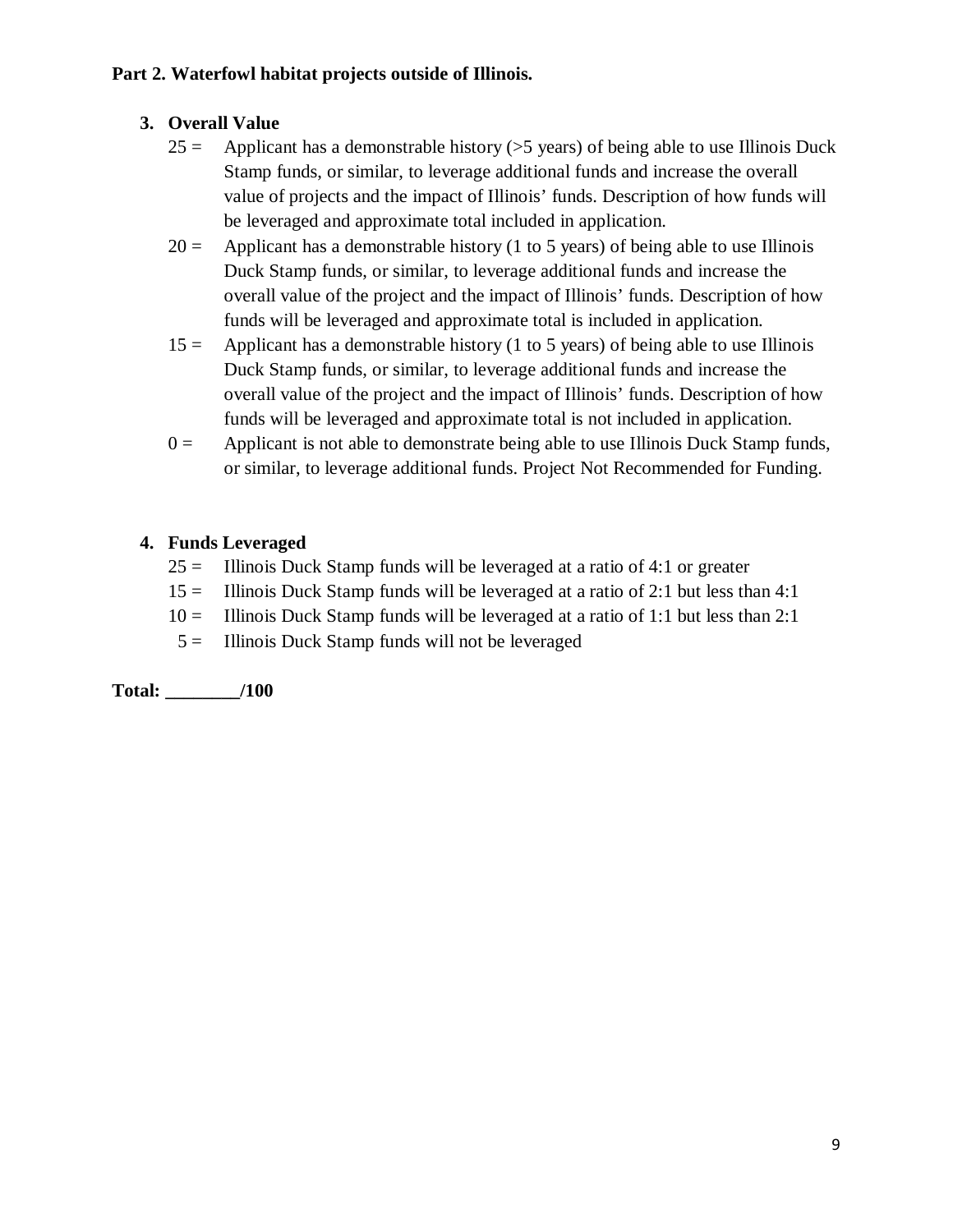**Part 2. Waterfowl habitat projects outside of Illinois.**

3. **Overall Value**
   - 25 = Applicant has a demonstrable history (>5 years) of being able to use Illinois Duck Stamp funds, or similar, to leverage additional funds and increase the overall value of projects and the impact of Illinois' funds. Description of how funds will be leveraged and approximate total included in application.
   - 20 = Applicant has a demonstrable history (1 to 5 years) of being able to use Illinois Duck Stamp funds, or similar, to leverage additional funds and increase the overall value of the project and the impact of Illinois' funds. Description of how funds will be leveraged and approximate total is included in application.
   - 15 = Applicant has a demonstrable history (1 to 5 years) of being able to use Illinois Duck Stamp funds, or similar, to leverage additional funds and increase the overall value of the project and the impact of Illinois' funds. Description of how funds will be leveraged and approximate total is not included in application.
   - 0 = Applicant is not able to demonstrate being able to use Illinois Duck Stamp funds, or similar, to leverage additional funds. Project Not Recommended for Funding.

4. **Funds Leveraged**
   - 25 = Illinois Duck Stamp funds will be leveraged at a ratio of 4:1 or greater
   - 15 = Illinois Duck Stamp funds will be leveraged at a ratio of 2:1 but less than 4:1
   - 10 = Illinois Duck Stamp funds will be leveraged at a ratio of 1:1 but less than 2:1
   - 5 = Illinois Duck Stamp funds will not be leveraged

**Total: ________/100**